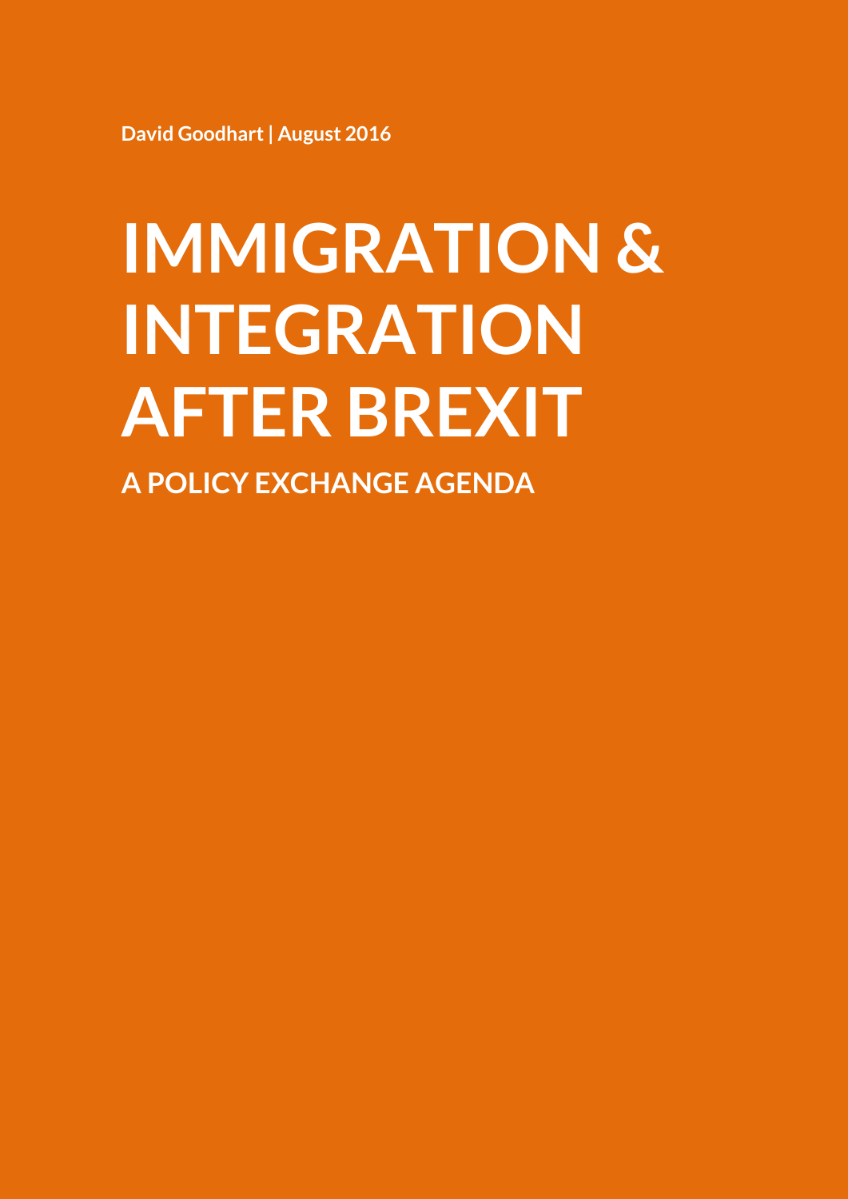David Goodhart | August 2016

# IMMIGRATION & INTEGRATION AFTER BREXIT

## A POLICY EXCHANGE AGENDA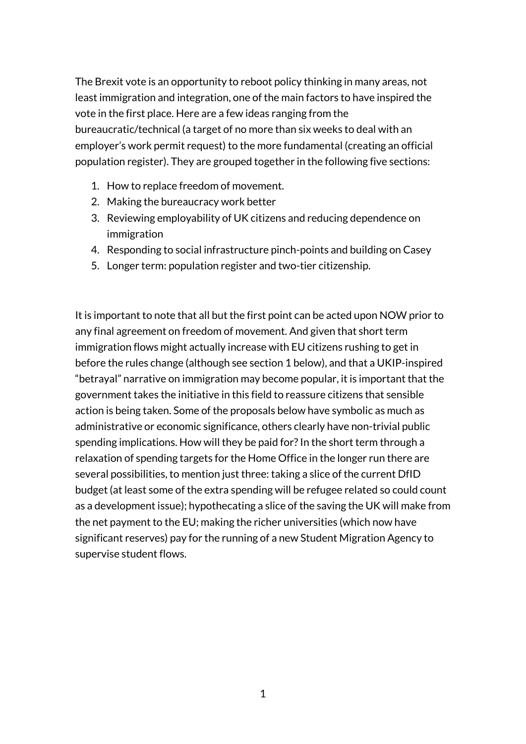The Brexit vote is an opportunity to reboot policy thinking in many areas, not least immigration and integration, one of the main factors to have inspired the vote in the first place. Here are a few ideas ranging from the bureaucratic/technical (a target of no more than six weeks to deal with an employer's work permit request) to the more fundamental (creating an official population register). They are grouped together in the following five sections:

1. How to replace freedom of movement.
2. Making the bureaucracy work better
3. Reviewing employability of UK citizens and reducing dependence on immigration
4. Responding to social infrastructure pinch-points and building on Casey
5. Longer term: population register and two-tier citizenship.

It is important to note that all but the first point can be acted upon NOW prior to any final agreement on freedom of movement. And given that short term immigration flows might actually increase with EU citizens rushing to get in before the rules change (although see section 1 below), and that a UKIP-inspired "betrayal" narrative on immigration may become popular, it is important that the government takes the initiative in this field to reassure citizens that sensible action is being taken. Some of the proposals below have symbolic as much as administrative or economic significance, others clearly have non-trivial public spending implications. How will they be paid for? In the short term through a relaxation of spending targets for the Home Office in the longer run there are several possibilities, to mention just three: taking a slice of the current DfID budget (at least some of the extra spending will be refugee related so could count as a development issue); hypothecating a slice of the saving the UK will make from the net payment to the EU; making the richer universities (which now have significant reserves) pay for the running of a new Student Migration Agency to supervise student flows.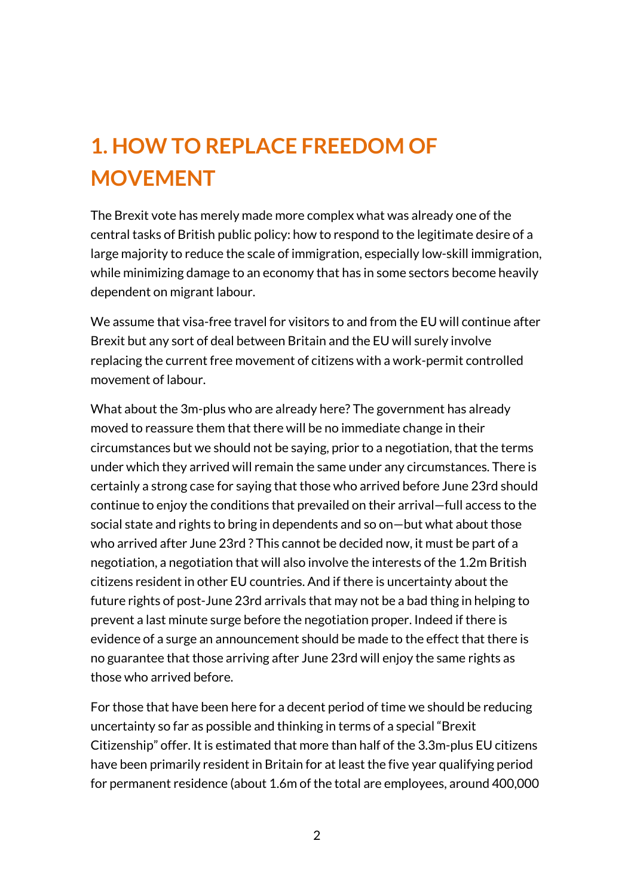# 1. HOW TO REPLACE FREEDOM OF MOVEMENT

The Brexit vote has merely made more complex what was already one of the central tasks of British public policy: how to respond to the legitimate desire of a large majority to reduce the scale of immigration, especially low-skill immigration, while minimizing damage to an economy that has in some sectors become heavily dependent on migrant labour.

We assume that visa-free travel for visitors to and from the EU will continue after Brexit but any sort of deal between Britain and the EU will surely involve replacing the current free movement of citizens with a work-permit controlled movement of labour.

What about the 3m-plus who are already here? The government has already moved to reassure them that there will be no immediate change in their circumstances but we should not be saying, prior to a negotiation, that the terms under which they arrived will remain the same under any circumstances. There is certainly a strong case for saying that those who arrived before June 23rd should continue to enjoy the conditions that prevailed on their arrival—full access to the social state and rights to bring in dependents and so on—but what about those who arrived after June 23rd ? This cannot be decided now, it must be part of a negotiation, a negotiation that will also involve the interests of the 1.2m British citizens resident in other EU countries. And if there is uncertainty about the future rights of post-June 23rd arrivals that may not be a bad thing in helping to prevent a last minute surge before the negotiation proper. Indeed if there is evidence of a surge an announcement should be made to the effect that there is no guarantee that those arriving after June 23rd will enjoy the same rights as those who arrived before.

For those that have been here for a decent period of time we should be reducing uncertainty so far as possible and thinking in terms of a special "Brexit Citizenship" offer. It is estimated that more than half of the 3.3m-plus EU citizens have been primarily resident in Britain for at least the five year qualifying period for permanent residence (about 1.6m of the total are employees, around 400,000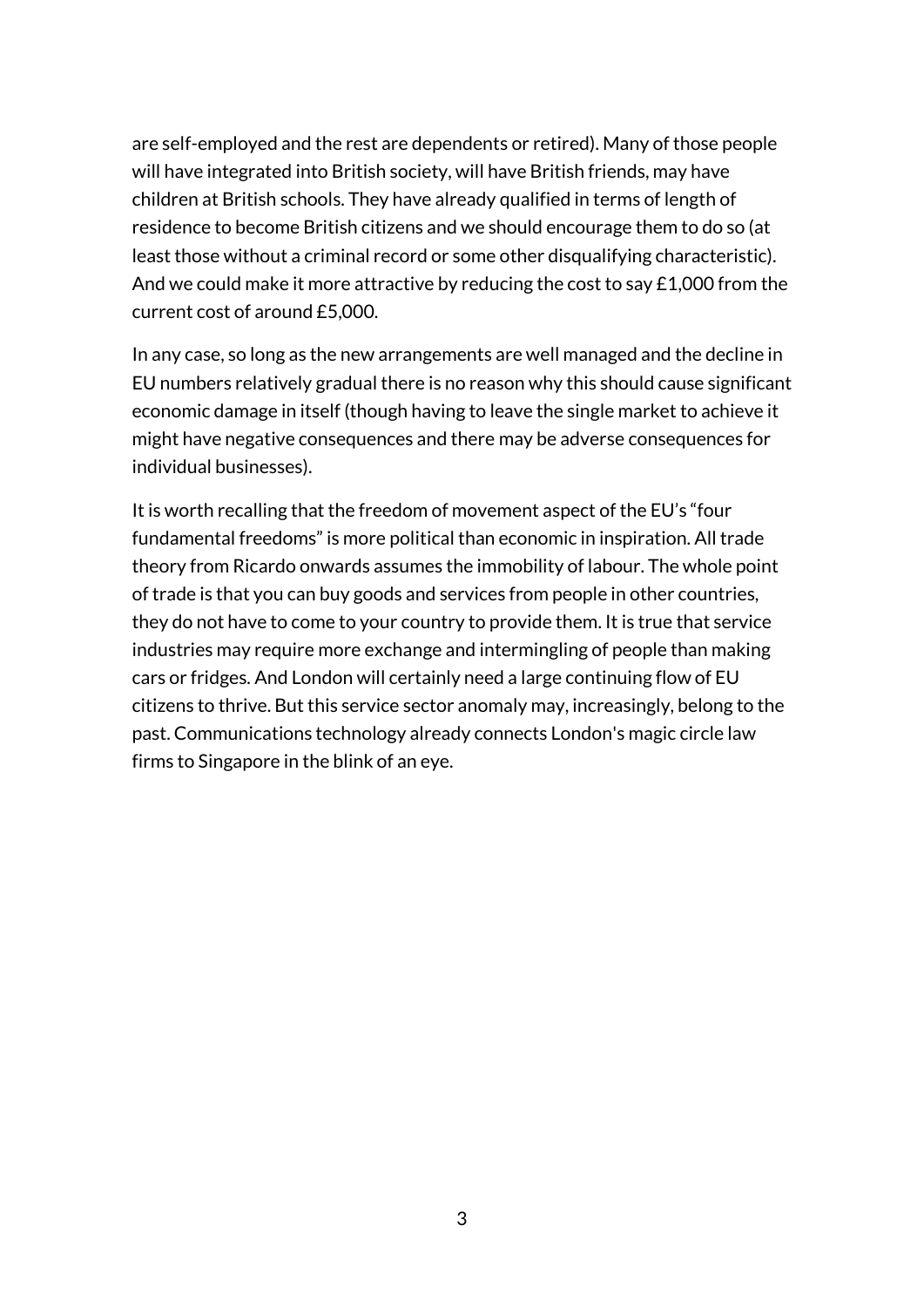are self-employed and the rest are dependents or retired). Many of those people will have integrated into British society, will have British friends, may have children at British schools. They have already qualified in terms of length of residence to become British citizens and we should encourage them to do so (at least those without a criminal record or some other disqualifying characteristic). And we could make it more attractive by reducing the cost to say £1,000 from the current cost of around £5,000.

In any case, so long as the new arrangements are well managed and the decline in EU numbers relatively gradual there is no reason why this should cause significant economic damage in itself (though having to leave the single market to achieve it might have negative consequences and there may be adverse consequences for individual businesses).

It is worth recalling that the freedom of movement aspect of the EU's "four fundamental freedoms" is more political than economic in inspiration. All trade theory from Ricardo onwards assumes the immobility of labour. The whole point of trade is that you can buy goods and services from people in other countries, they do not have to come to your country to provide them. It is true that service industries may require more exchange and intermingling of people than making cars or fridges. And London will certainly need a large continuing flow of EU citizens to thrive. But this service sector anomaly may, increasingly, belong to the past. Communications technology already connects London's magic circle law firms to Singapore in the blink of an eye.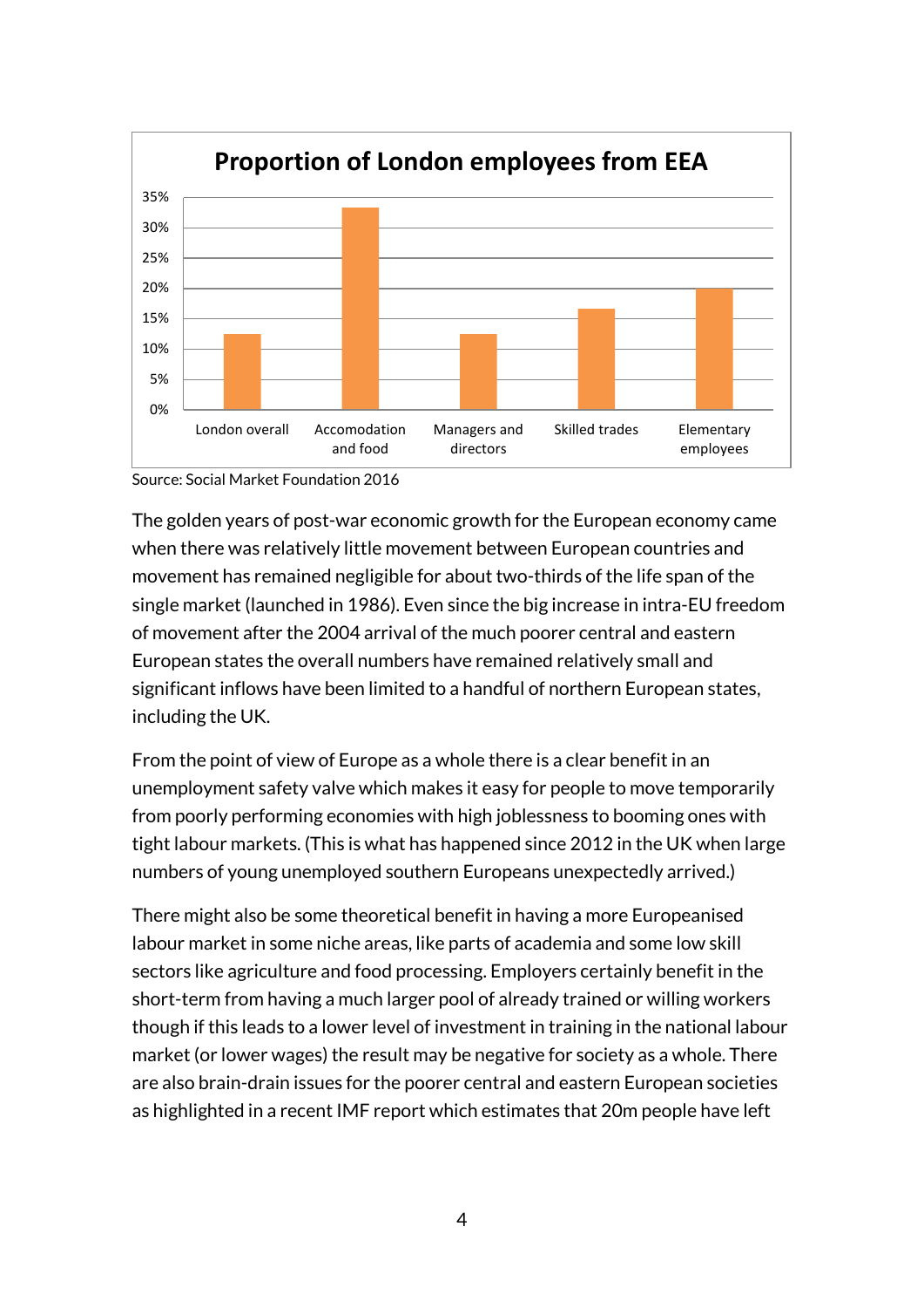**Proportion of London employees from EEA**

Source: Social Market Foundation 2016

The golden years of post-war economic growth for the European economy came when there was relatively little movement between European countries and movement has remained negligible for about two-thirds of the life span of the single market (launched in 1986). Even since the big increase in intra-EU freedom of movement after the 2004 arrival of the much poorer central and eastern European states the overall numbers have remained relatively small and significant inflows have been limited to a handful of northern European states, including the UK.

From the point of view of Europe as a whole there is a clear benefit in an unemployment safety valve which makes it easy for people to move temporarily from poorly performing economies with high joblessness to booming ones with tight labour markets. (This is what has happened since 2012 in the UK when large numbers of young unemployed southern Europeans unexpectedly arrived.)

There might also be some theoretical benefit in having a more Europeanised labour market in some niche areas, like parts of academia and some low skill sectors like agriculture and food processing. Employers certainly benefit in the short-term from having a much larger pool of already trained or willing workers though if this leads to a lower level of investment in training in the national labour market (or lower wages) the result may be negative for society as a whole. There are also brain-drain issues for the poorer central and eastern European societies as highlighted in a recent IMF report which estimates that 20m people have left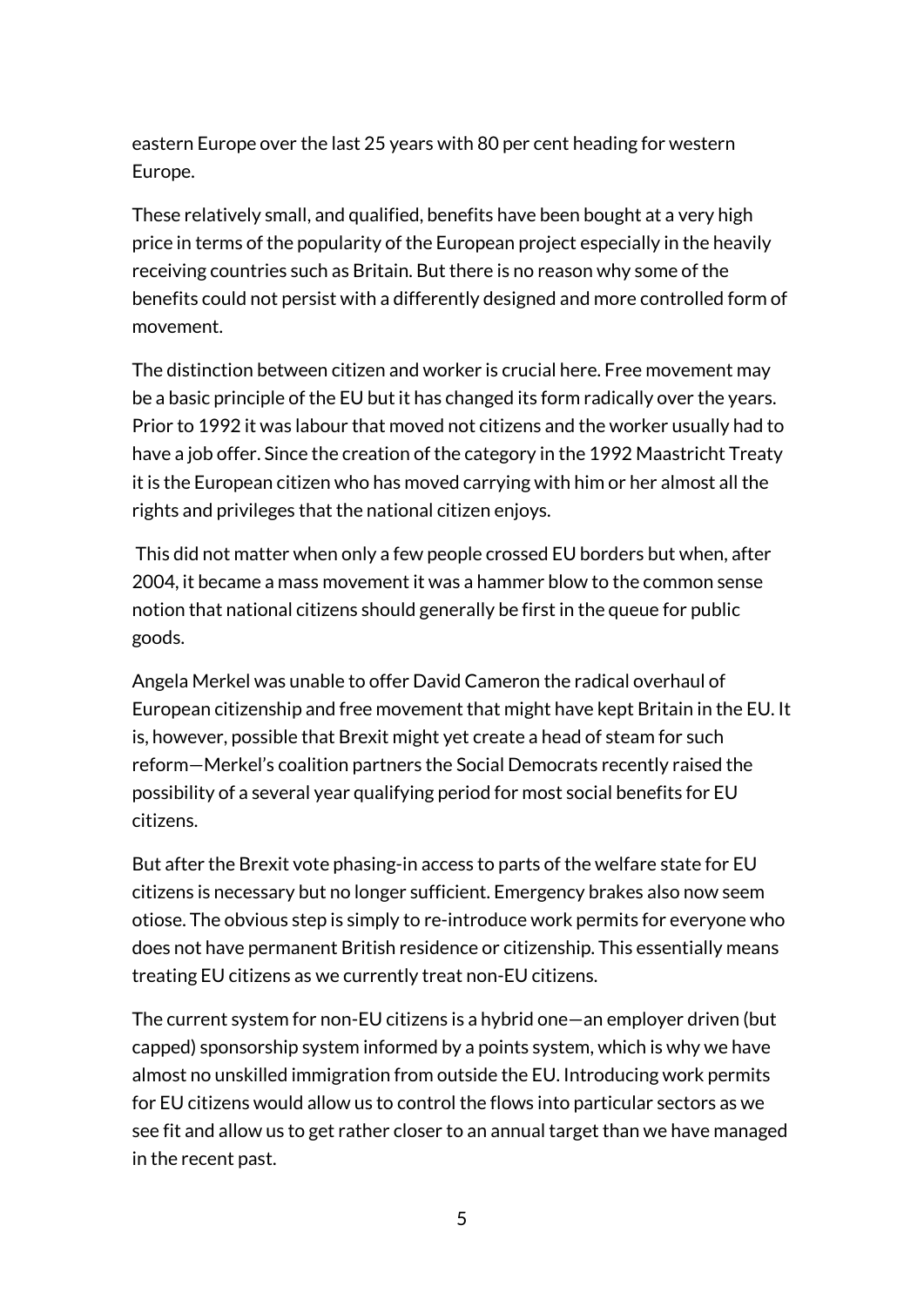eastern Europe over the last 25 years with 80 per cent heading for western Europe.

These relatively small, and qualified, benefits have been bought at a very high price in terms of the popularity of the European project especially in the heavily receiving countries such as Britain. But there is no reason why some of the benefits could not persist with a differently designed and more controlled form of movement.

The distinction between citizen and worker is crucial here. Free movement may be a basic principle of the EU but it has changed its form radically over the years. Prior to 1992 it was labour that moved not citizens and the worker usually had to have a job offer. Since the creation of the category in the 1992 Maastricht Treaty it is the European citizen who has moved carrying with him or her almost all the rights and privileges that the national citizen enjoys.

This did not matter when only a few people crossed EU borders but when, after 2004, it became a mass movement it was a hammer blow to the common sense notion that national citizens should generally be first in the queue for public goods.

Angela Merkel was unable to offer David Cameron the radical overhaul of European citizenship and free movement that might have kept Britain in the EU. It is, however, possible that Brexit might yet create a head of steam for such reform—Merkel's coalition partners the Social Democrats recently raised the possibility of a several year qualifying period for most social benefits for EU citizens.

But after the Brexit vote phasing-in access to parts of the welfare state for EU citizens is necessary but no longer sufficient. Emergency brakes also now seem otiose. The obvious step is simply to re-introduce work permits for everyone who does not have permanent British residence or citizenship. This essentially means treating EU citizens as we currently treat non-EU citizens.

The current system for non-EU citizens is a hybrid one—an employer driven (but capped) sponsorship system informed by a points system, which is why we have almost no unskilled immigration from outside the EU. Introducing work permits for EU citizens would allow us to control the flows into particular sectors as we see fit and allow us to get rather closer to an annual target than we have managed in the recent past.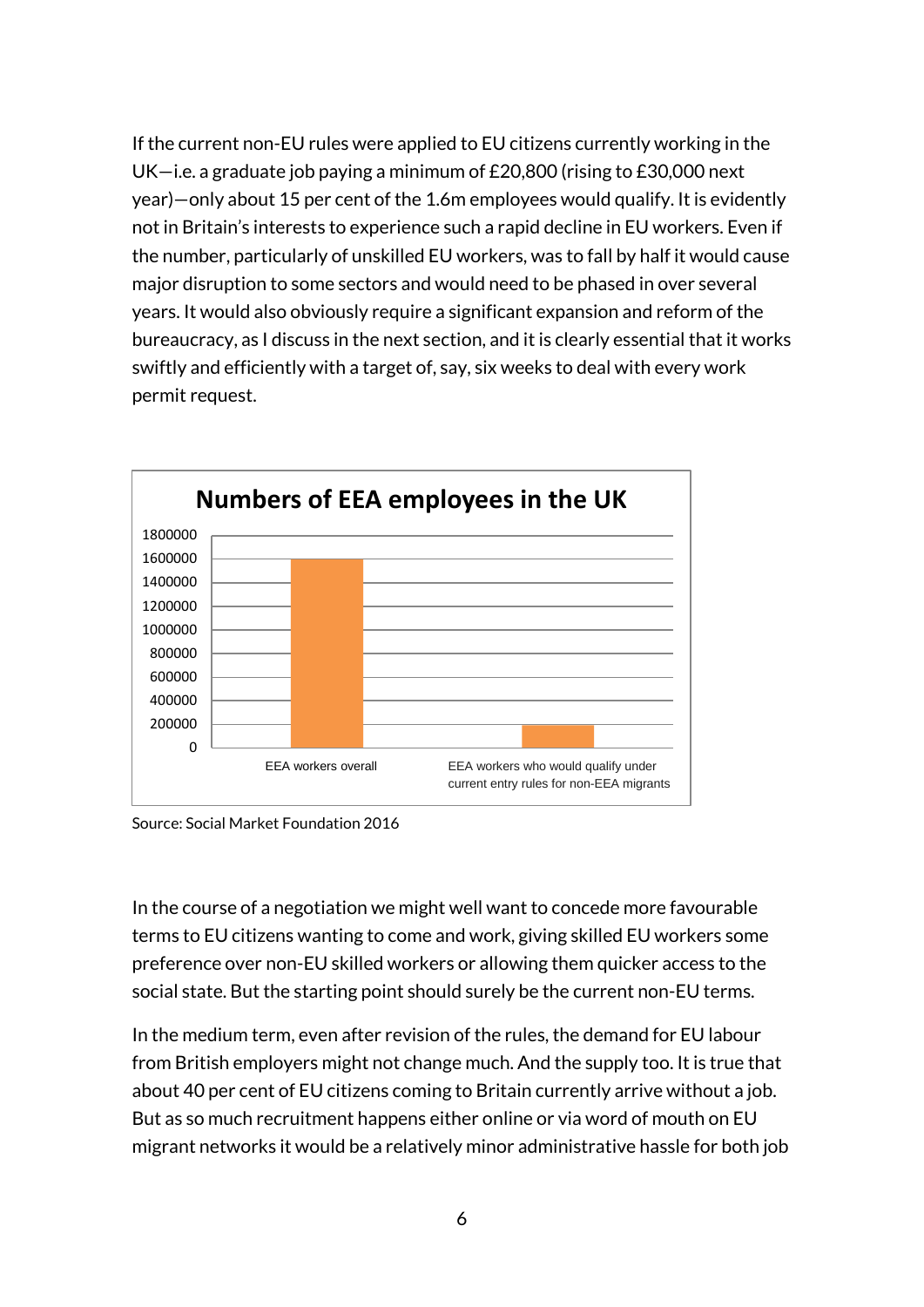If the current non-EU rules were applied to EU citizens currently working in the UK—i.e. a graduate job paying a minimum of £20,800 (rising to £30,000 next year)—only about 15 per cent of the 1.6m employees would qualify. It is evidently not in Britain's interests to experience such a rapid decline in EU workers. Even if the number, particularly of unskilled EU workers, was to fall by half it would cause major disruption to some sectors and would need to be phased in over several years. It would also obviously require a significant expansion and reform of the bureaucracy, as I discuss in the next section, and it is clearly essential that it works swiftly and efficiently with a target of, say, six weeks to deal with every work permit request.

**Numbers of EEA employees in the UK**

Source: Social Market Foundation 2016

In the course of a negotiation we might well want to concede more favourable terms to EU citizens wanting to come and work, giving skilled EU workers some preference over non-EU skilled workers or allowing them quicker access to the social state. But the starting point should surely be the current non-EU terms.

In the medium term, even after revision of the rules, the demand for EU labour from British employers might not change much. And the supply too. It is true that about 40 per cent of EU citizens coming to Britain currently arrive without a job. But as so much recruitment happens either online or via word of mouth on EU migrant networks it would be a relatively minor administrative hassle for both job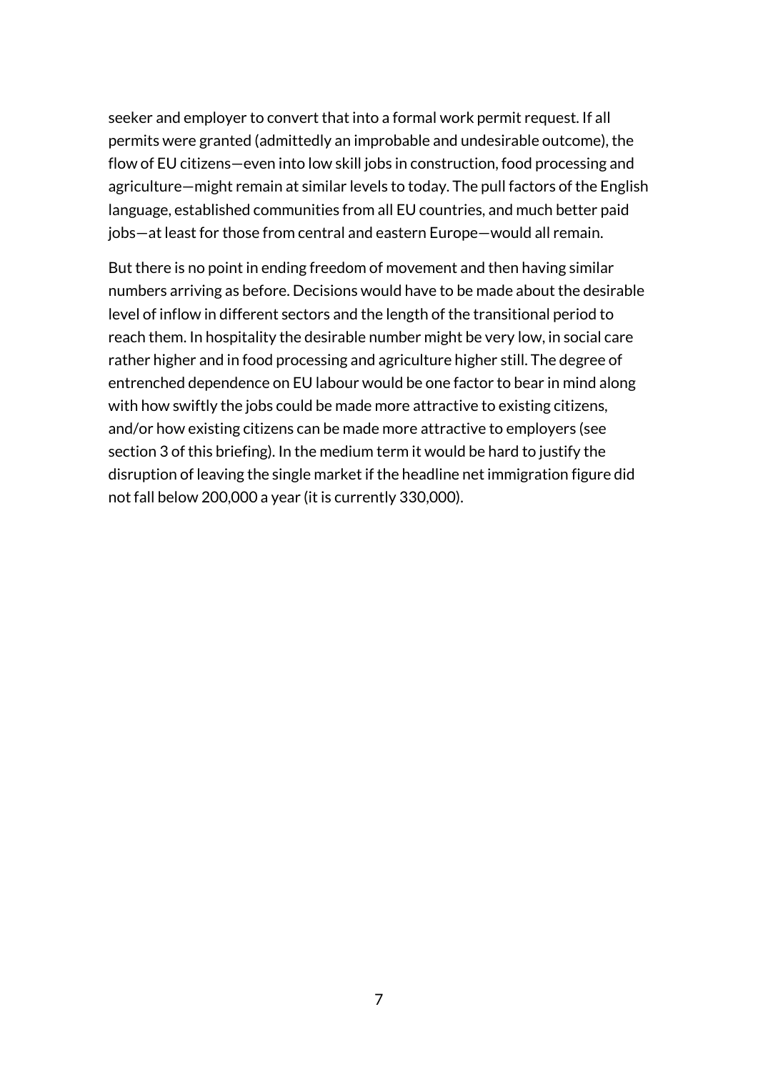seeker and employer to convert that into a formal work permit request. If all permits were granted (admittedly an improbable and undesirable outcome), the flow of EU citizens—even into low skill jobs in construction, food processing and agriculture—might remain at similar levels to today. The pull factors of the English language, established communities from all EU countries, and much better paid jobs—at least for those from central and eastern Europe—would all remain.

But there is no point in ending freedom of movement and then having similar numbers arriving as before. Decisions would have to be made about the desirable level of inflow in different sectors and the length of the transitional period to reach them. In hospitality the desirable number might be very low, in social care rather higher and in food processing and agriculture higher still. The degree of entrenched dependence on EU labour would be one factor to bear in mind along with how swiftly the jobs could be made more attractive to existing citizens, and/or how existing citizens can be made more attractive to employers (see section 3 of this briefing). In the medium term it would be hard to justify the disruption of leaving the single market if the headline net immigration figure did not fall below 200,000 a year (it is currently 330,000).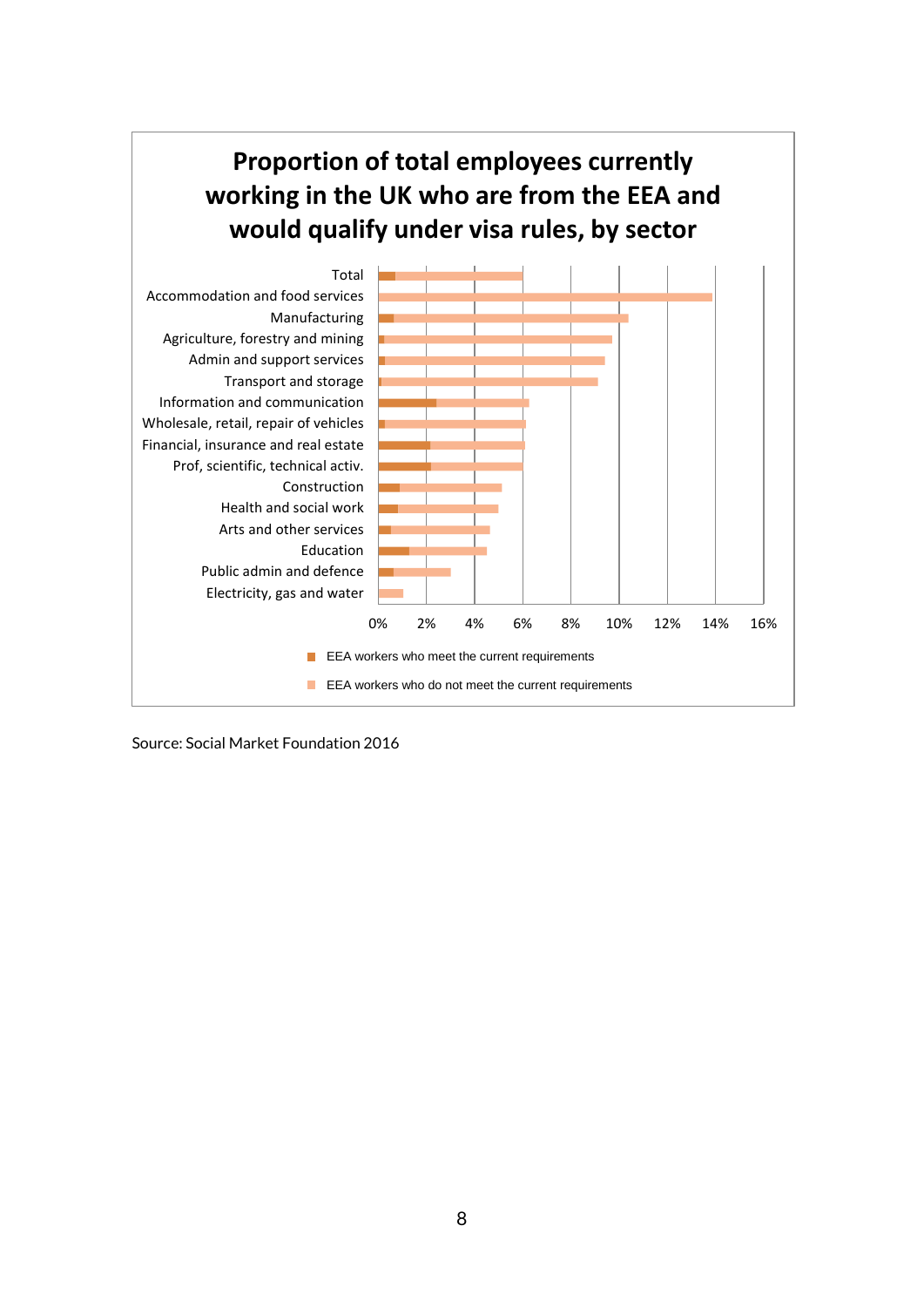**Proportion of total employees currently working in the UK who are from the EEA and would qualify under visa rules, by sector**

| Sector |
|---|
| Total |
| Accommodation and food services |
| Manufacturing |
| Agriculture, forestry and mining |
| Admin and support services |
| Transport and storage |
| Information and communication |
| Wholesale, retail, repair of vehicles |
| Financial, insurance and real estate |
| Prof, scientific, technical activ. |
| Construction |
| Health and social work |
| Arts and other services |
| Education |
| Public admin and defence |
| Electricity, gas and water |

0% 2% 4% 6% 8% 10% 12% 14% 16%

- EEA workers who meet the current requirements
- EEA workers who do not meet the current requirements

Source: Social Market Foundation 2016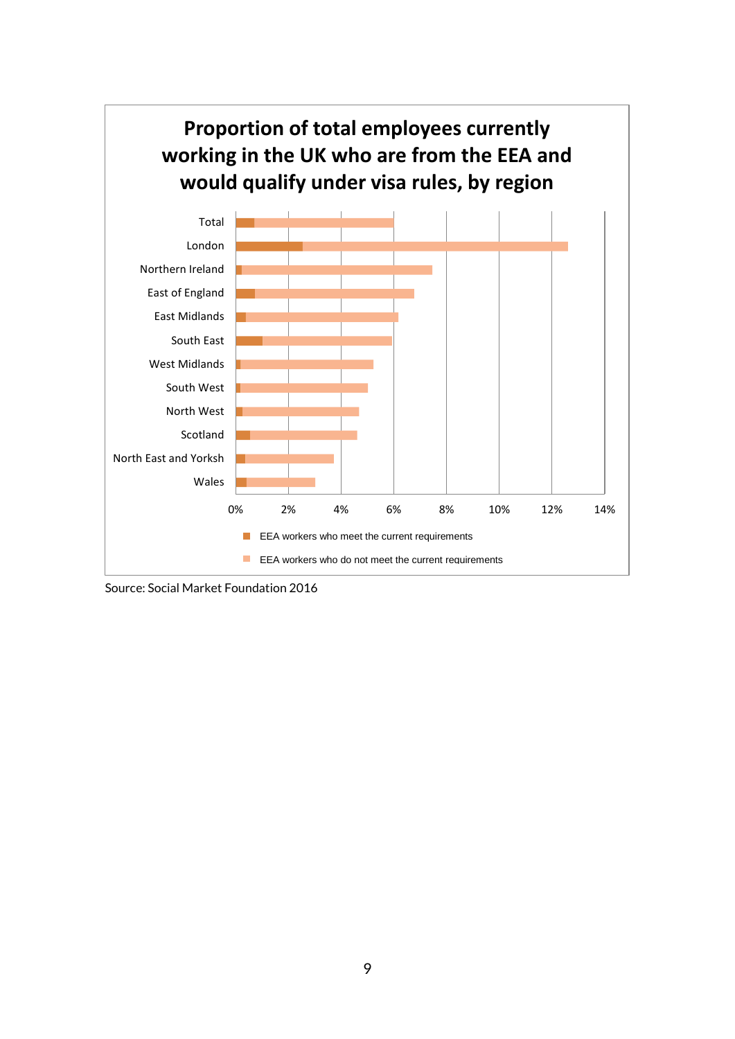**Proportion of total employees currently working in the UK who are from the EEA and would qualify under visa rules, by region**

| Region |
|---|
| Total |
| London |
| Northern Ireland |
| East of England |
| East Midlands |
| South East |
| West Midlands |
| South West |
| North West |
| Scotland |
| North East and Yorksh |
| Wales |

0% 2% 4% 6% 8% 10% 12% 14%

- EEA workers who meet the current requirements
- EEA workers who do not meet the current requirements

Source: Social Market Foundation 2016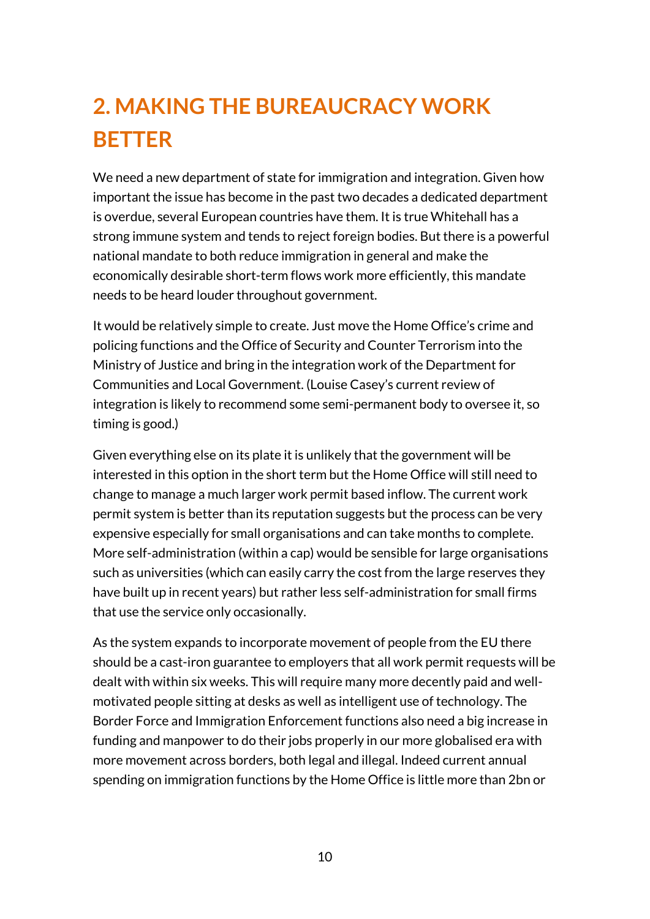# 2. MAKING THE BUREAUCRACY WORK BETTER

We need a new department of state for immigration and integration. Given how important the issue has become in the past two decades a dedicated department is overdue, several European countries have them. It is true Whitehall has a strong immune system and tends to reject foreign bodies. But there is a powerful national mandate to both reduce immigration in general and make the economically desirable short-term flows work more efficiently, this mandate needs to be heard louder throughout government.

It would be relatively simple to create. Just move the Home Office's crime and policing functions and the Office of Security and Counter Terrorism into the Ministry of Justice and bring in the integration work of the Department for Communities and Local Government. (Louise Casey's current review of integration is likely to recommend some semi-permanent body to oversee it, so timing is good.)

Given everything else on its plate it is unlikely that the government will be interested in this option in the short term but the Home Office will still need to change to manage a much larger work permit based inflow. The current work permit system is better than its reputation suggests but the process can be very expensive especially for small organisations and can take months to complete. More self-administration (within a cap) would be sensible for large organisations such as universities (which can easily carry the cost from the large reserves they have built up in recent years) but rather less self-administration for small firms that use the service only occasionally.

As the system expands to incorporate movement of people from the EU there should be a cast-iron guarantee to employers that all work permit requests will be dealt with within six weeks. This will require many more decently paid and well-motivated people sitting at desks as well as intelligent use of technology. The Border Force and Immigration Enforcement functions also need a big increase in funding and manpower to do their jobs properly in our more globalised era with more movement across borders, both legal and illegal. Indeed current annual spending on immigration functions by the Home Office is little more than 2bn or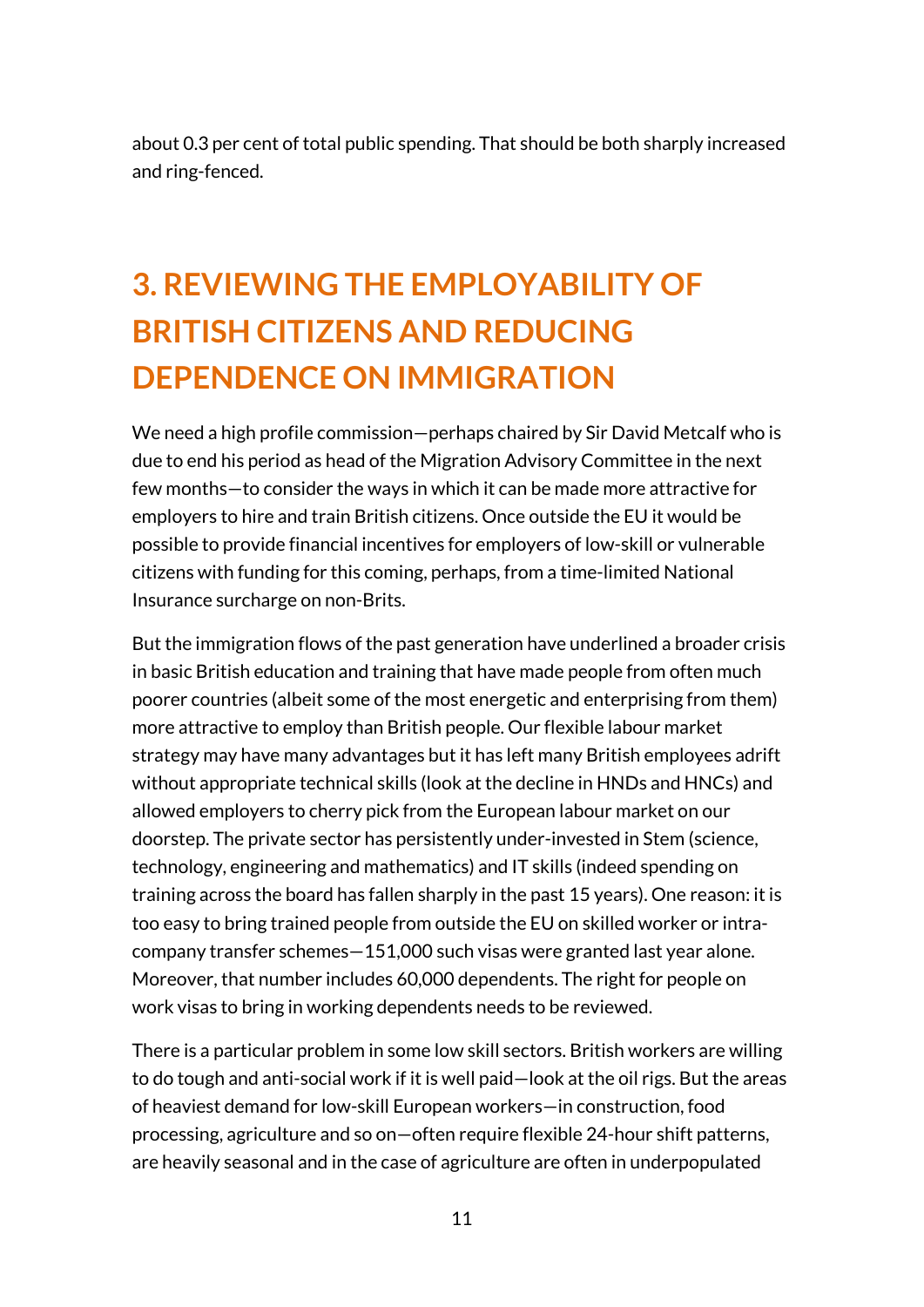about 0.3 per cent of total public spending. That should be both sharply increased and ring-fenced.

## 3. REVIEWING THE EMPLOYABILITY OF BRITISH CITIZENS AND REDUCING DEPENDENCE ON IMMIGRATION

We need a high profile commission—perhaps chaired by Sir David Metcalf who is due to end his period as head of the Migration Advisory Committee in the next few months—to consider the ways in which it can be made more attractive for employers to hire and train British citizens. Once outside the EU it would be possible to provide financial incentives for employers of low-skill or vulnerable citizens with funding for this coming, perhaps, from a time-limited National Insurance surcharge on non-Brits.

But the immigration flows of the past generation have underlined a broader crisis in basic British education and training that have made people from often much poorer countries (albeit some of the most energetic and enterprising from them) more attractive to employ than British people. Our flexible labour market strategy may have many advantages but it has left many British employees adrift without appropriate technical skills (look at the decline in HNDs and HNCs) and allowed employers to cherry pick from the European labour market on our doorstep. The private sector has persistently under-invested in Stem (science, technology, engineering and mathematics) and IT skills (indeed spending on training across the board has fallen sharply in the past 15 years). One reason: it is too easy to bring trained people from outside the EU on skilled worker or intra-company transfer schemes—151,000 such visas were granted last year alone. Moreover, that number includes 60,000 dependents. The right for people on work visas to bring in working dependents needs to be reviewed.

There is a particular problem in some low skill sectors. British workers are willing to do tough and anti-social work if it is well paid—look at the oil rigs. But the areas of heaviest demand for low-skill European workers—in construction, food processing, agriculture and so on—often require flexible 24-hour shift patterns, are heavily seasonal and in the case of agriculture are often in underpopulated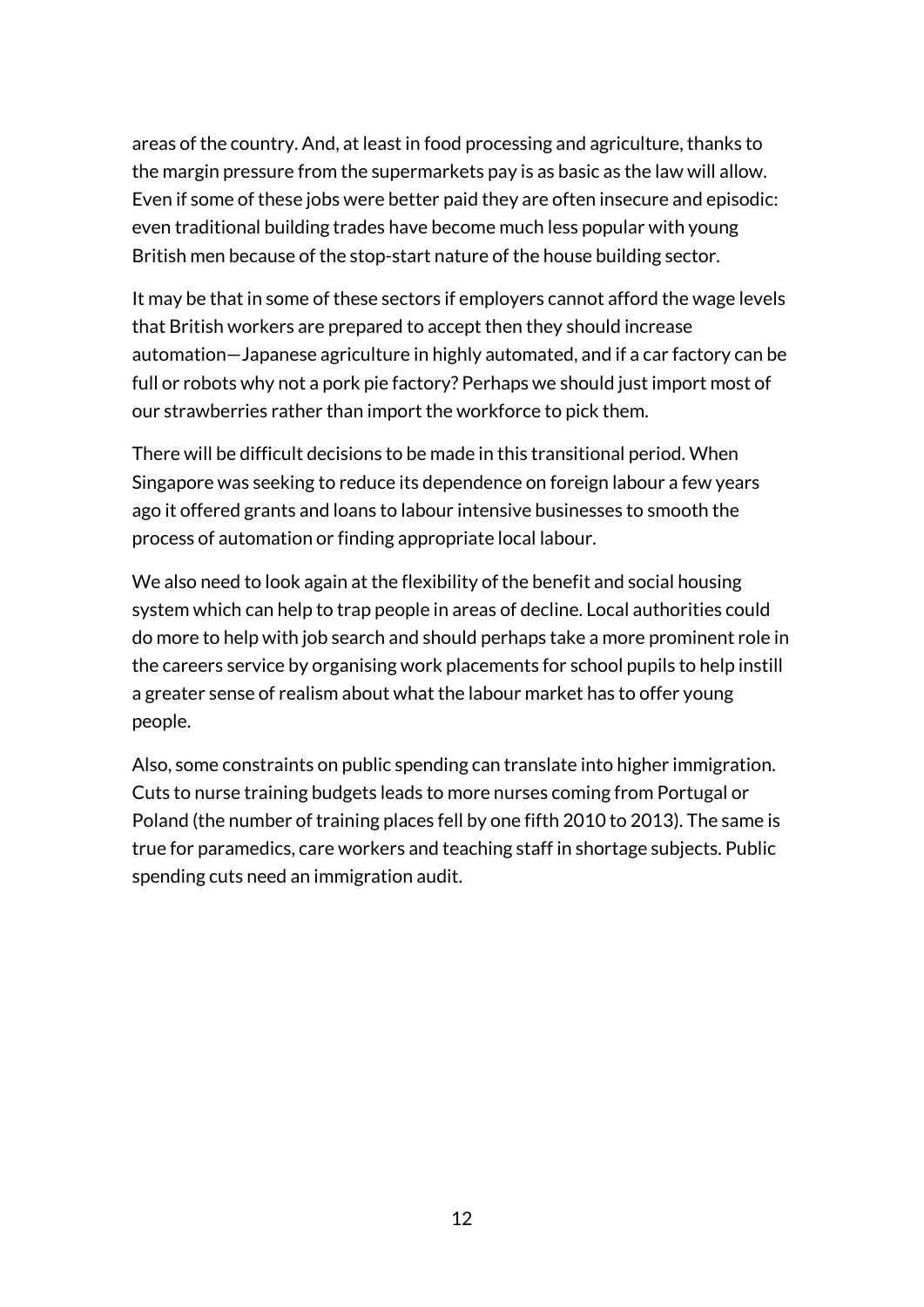areas of the country. And, at least in food processing and agriculture, thanks to the margin pressure from the supermarkets pay is as basic as the law will allow. Even if some of these jobs were better paid they are often insecure and episodic: even traditional building trades have become much less popular with young British men because of the stop-start nature of the house building sector.

It may be that in some of these sectors if employers cannot afford the wage levels that British workers are prepared to accept then they should increase automation—Japanese agriculture in highly automated, and if a car factory can be full or robots why not a pork pie factory? Perhaps we should just import most of our strawberries rather than import the workforce to pick them.

There will be difficult decisions to be made in this transitional period. When Singapore was seeking to reduce its dependence on foreign labour a few years ago it offered grants and loans to labour intensive businesses to smooth the process of automation or finding appropriate local labour.

We also need to look again at the flexibility of the benefit and social housing system which can help to trap people in areas of decline. Local authorities could do more to help with job search and should perhaps take a more prominent role in the careers service by organising work placements for school pupils to help instill a greater sense of realism about what the labour market has to offer young people.

Also, some constraints on public spending can translate into higher immigration. Cuts to nurse training budgets leads to more nurses coming from Portugal or Poland (the number of training places fell by one fifth 2010 to 2013). The same is true for paramedics, care workers and teaching staff in shortage subjects. Public spending cuts need an immigration audit.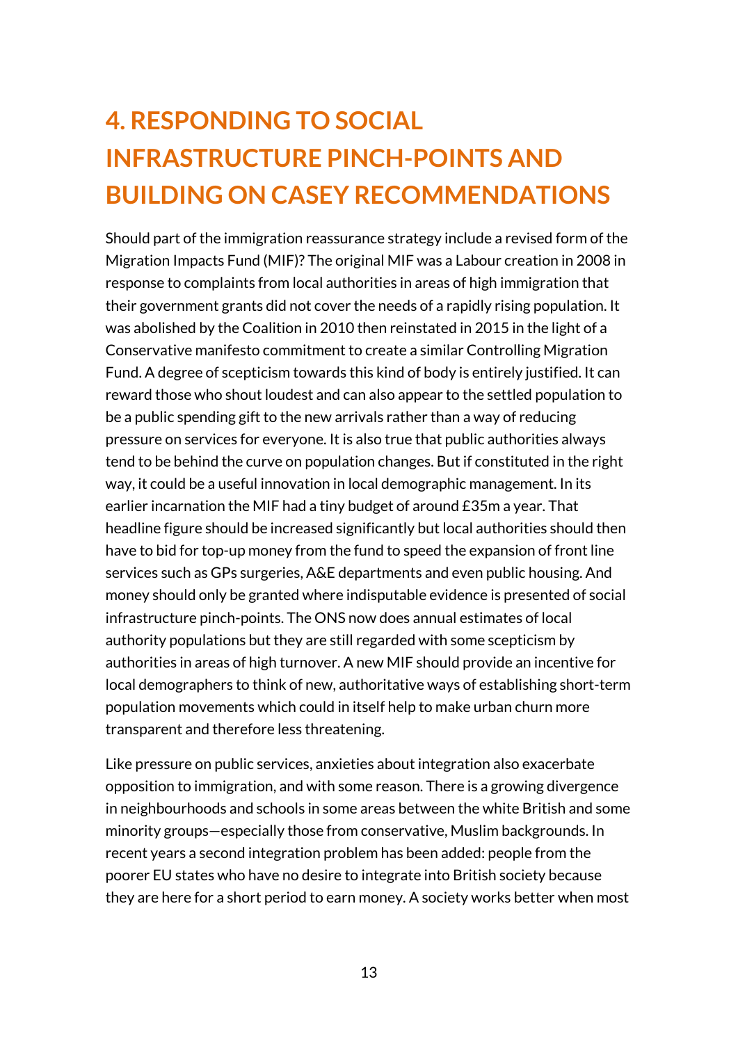# 4. RESPONDING TO SOCIAL INFRASTRUCTURE PINCH-POINTS AND BUILDING ON CASEY RECOMMENDATIONS

Should part of the immigration reassurance strategy include a revised form of the Migration Impacts Fund (MIF)? The original MIF was a Labour creation in 2008 in response to complaints from local authorities in areas of high immigration that their government grants did not cover the needs of a rapidly rising population. It was abolished by the Coalition in 2010 then reinstated in 2015 in the light of a Conservative manifesto commitment to create a similar Controlling Migration Fund. A degree of scepticism towards this kind of body is entirely justified. It can reward those who shout loudest and can also appear to the settled population to be a public spending gift to the new arrivals rather than a way of reducing pressure on services for everyone. It is also true that public authorities always tend to be behind the curve on population changes. But if constituted in the right way, it could be a useful innovation in local demographic management. In its earlier incarnation the MIF had a tiny budget of around £35m a year. That headline figure should be increased significantly but local authorities should then have to bid for top-up money from the fund to speed the expansion of front line services such as GPs surgeries, A&E departments and even public housing. And money should only be granted where indisputable evidence is presented of social infrastructure pinch-points. The ONS now does annual estimates of local authority populations but they are still regarded with some scepticism by authorities in areas of high turnover. A new MIF should provide an incentive for local demographers to think of new, authoritative ways of establishing short-term population movements which could in itself help to make urban churn more transparent and therefore less threatening.

Like pressure on public services, anxieties about integration also exacerbate opposition to immigration, and with some reason. There is a growing divergence in neighbourhoods and schools in some areas between the white British and some minority groups—especially those from conservative, Muslim backgrounds. In recent years a second integration problem has been added: people from the poorer EU states who have no desire to integrate into British society because they are here for a short period to earn money. A society works better when most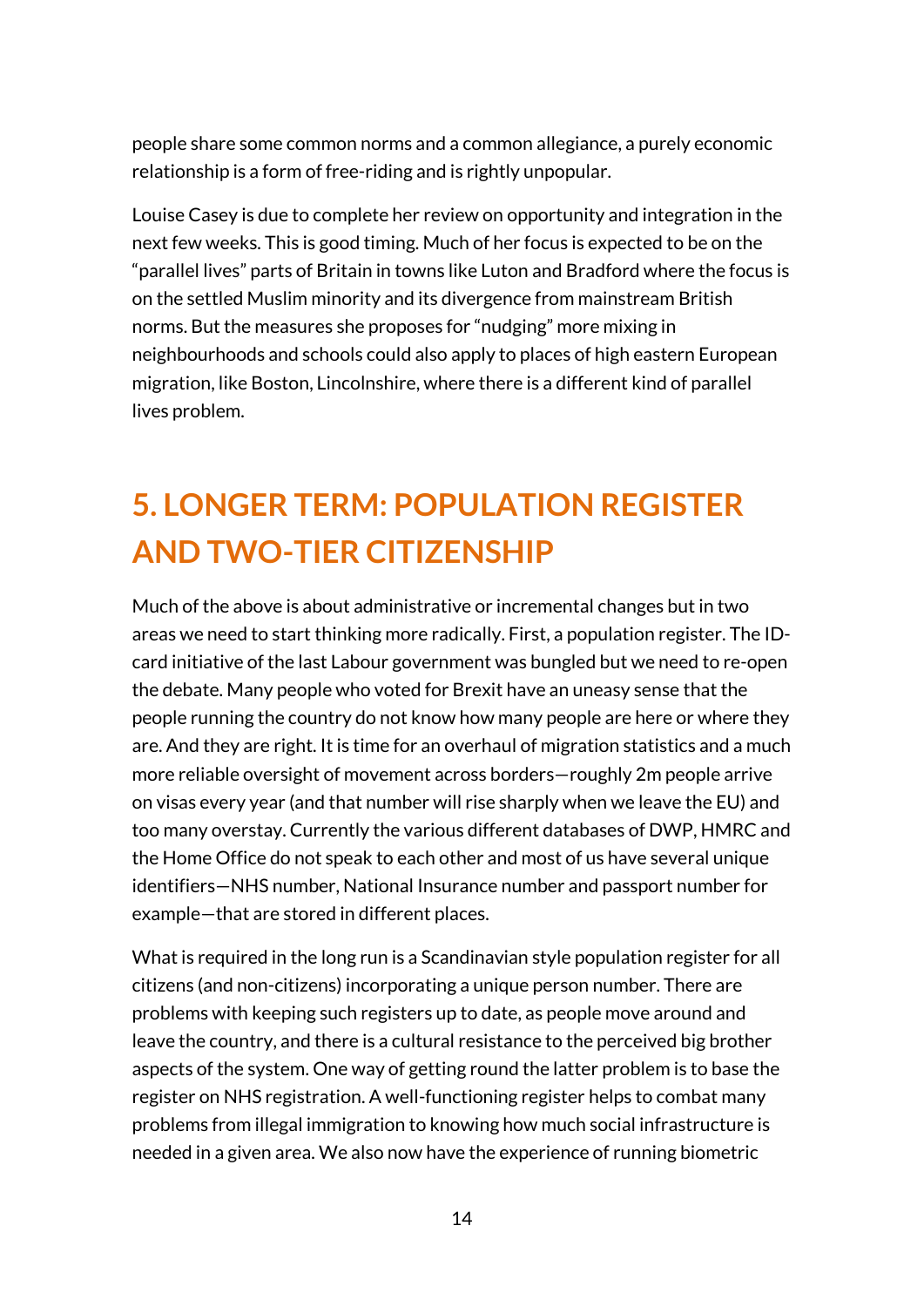people share some common norms and a common allegiance, a purely economic relationship is a form of free-riding and is rightly unpopular.

Louise Casey is due to complete her review on opportunity and integration in the next few weeks. This is good timing. Much of her focus is expected to be on the "parallel lives" parts of Britain in towns like Luton and Bradford where the focus is on the settled Muslim minority and its divergence from mainstream British norms. But the measures she proposes for "nudging" more mixing in neighbourhoods and schools could also apply to places of high eastern European migration, like Boston, Lincolnshire, where there is a different kind of parallel lives problem.

## 5. LONGER TERM: POPULATION REGISTER AND TWO-TIER CITIZENSHIP

Much of the above is about administrative or incremental changes but in two areas we need to start thinking more radically. First, a population register. The ID-card initiative of the last Labour government was bungled but we need to re-open the debate. Many people who voted for Brexit have an uneasy sense that the people running the country do not know how many people are here or where they are. And they are right. It is time for an overhaul of migration statistics and a much more reliable oversight of movement across borders—roughly 2m people arrive on visas every year (and that number will rise sharply when we leave the EU) and too many overstay. Currently the various different databases of DWP, HMRC and the Home Office do not speak to each other and most of us have several unique identifiers—NHS number, National Insurance number and passport number for example—that are stored in different places.

What is required in the long run is a Scandinavian style population register for all citizens (and non-citizens) incorporating a unique person number. There are problems with keeping such registers up to date, as people move around and leave the country, and there is a cultural resistance to the perceived big brother aspects of the system. One way of getting round the latter problem is to base the register on NHS registration. A well-functioning register helps to combat many problems from illegal immigration to knowing how much social infrastructure is needed in a given area. We also now have the experience of running biometric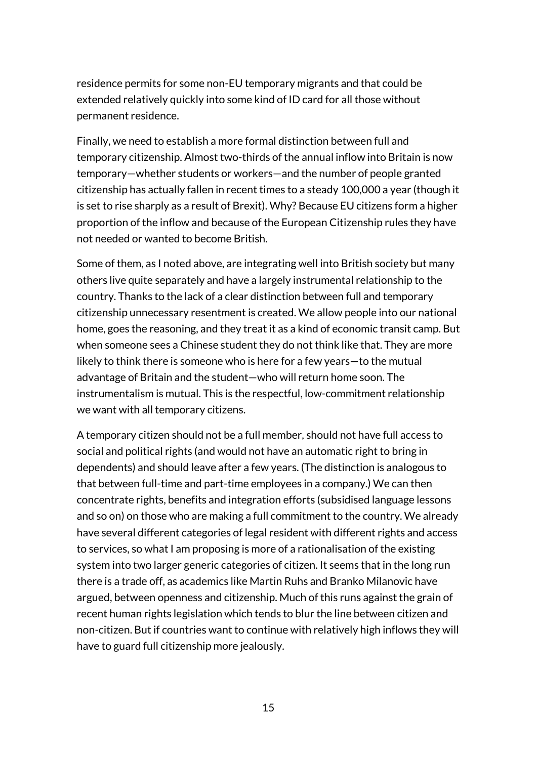residence permits for some non-EU temporary migrants and that could be extended relatively quickly into some kind of ID card for all those without permanent residence.

Finally, we need to establish a more formal distinction between full and temporary citizenship. Almost two-thirds of the annual inflow into Britain is now temporary—whether students or workers—and the number of people granted citizenship has actually fallen in recent times to a steady 100,000 a year (though it is set to rise sharply as a result of Brexit). Why? Because EU citizens form a higher proportion of the inflow and because of the European Citizenship rules they have not needed or wanted to become British.

Some of them, as I noted above, are integrating well into British society but many others live quite separately and have a largely instrumental relationship to the country. Thanks to the lack of a clear distinction between full and temporary citizenship unnecessary resentment is created. We allow people into our national home, goes the reasoning, and they treat it as a kind of economic transit camp. But when someone sees a Chinese student they do not think like that. They are more likely to think there is someone who is here for a few years—to the mutual advantage of Britain and the student—who will return home soon. The instrumentalism is mutual. This is the respectful, low-commitment relationship we want with all temporary citizens.

A temporary citizen should not be a full member, should not have full access to social and political rights (and would not have an automatic right to bring in dependents) and should leave after a few years. (The distinction is analogous to that between full-time and part-time employees in a company.) We can then concentrate rights, benefits and integration efforts (subsidised language lessons and so on) on those who are making a full commitment to the country. We already have several different categories of legal resident with different rights and access to services, so what I am proposing is more of a rationalisation of the existing system into two larger generic categories of citizen. It seems that in the long run there is a trade off, as academics like Martin Ruhs and Branko Milanovic have argued, between openness and citizenship. Much of this runs against the grain of recent human rights legislation which tends to blur the line between citizen and non-citizen. But if countries want to continue with relatively high inflows they will have to guard full citizenship more jealously.